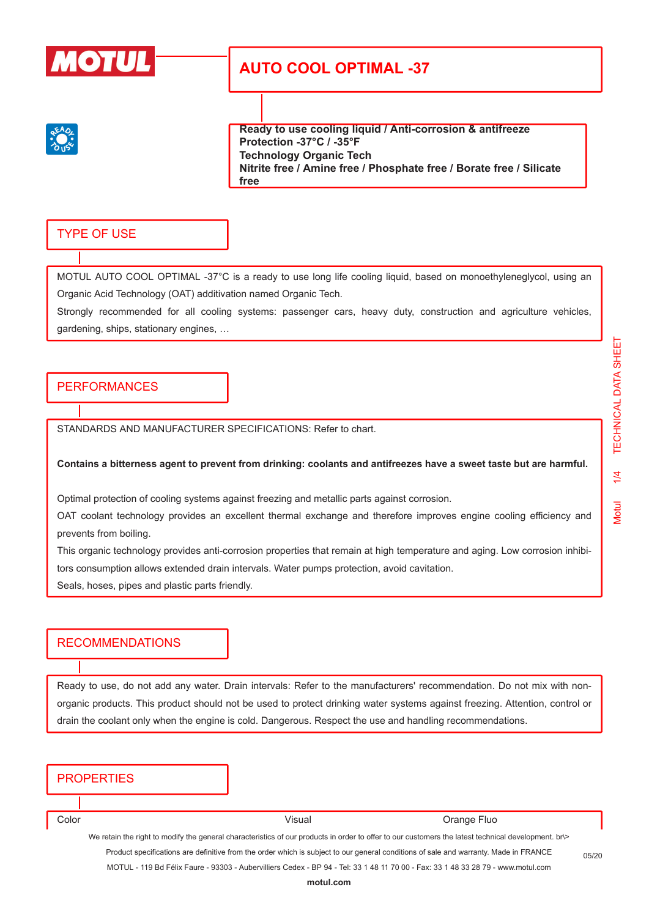# AUTO COOL OPTIMAL -37

**Ready to use cooling liquid / Anti-corrosion & antifreeze**
**Protection -37°C / -35°F**
**Technology Organic Tech**
**Nitrite free / Amine free / Phosphate free / Borate free / Silicate free**

## TYPE OF USE

MOTUL AUTO COOL OPTIMAL -37°C is a ready to use long life cooling liquid, based on monoethyleneglycol, using an Organic Acid Technology (OAT) additivation named Organic Tech.

Strongly recommended for all cooling systems: passenger cars, heavy duty, construction and agriculture vehicles, gardening, ships, stationary engines, …

## PERFORMANCES

STANDARDS AND MANUFACTURER SPECIFICATIONS: Refer to chart.

**Contains a bitterness agent to prevent from drinking: coolants and antifreezes have a sweet taste but are harmful.**

Optimal protection of cooling systems against freezing and metallic parts against corrosion.

OAT coolant technology provides an excellent thermal exchange and therefore improves engine cooling efficiency and prevents from boiling.

This organic technology provides anti-corrosion properties that remain at high temperature and aging. Low corrosion inhibitors consumption allows extended drain intervals. Water pumps protection, avoid cavitation.

Seals, hoses, pipes and plastic parts friendly.

## RECOMMENDATIONS

Ready to use, do not add any water. Drain intervals: Refer to the manufacturers' recommendation. Do not mix with non-organic products. This product should not be used to protect drinking water systems against freezing. Attention, control or drain the coolant only when the engine is cold. Dangerous. Respect the use and handling recommendations.

## PROPERTIES

| | | |
|---|---|---|
| Color | Visual | Orange Fluo |

We retain the right to modify the general characteristics of our products in order to offer to our customers the latest technical development. br\>
Product specifications are definitive from the order which is subject to our general conditions of sale and warranty. Made in FRANCE
MOTUL - 119 Bd Félix Faure - 93303 - Aubervilliers Cedex - BP 94 - Tel: 33 1 48 11 70 00 - Fax: 33 1 48 33 28 79 - www.motul.com
**motul.com**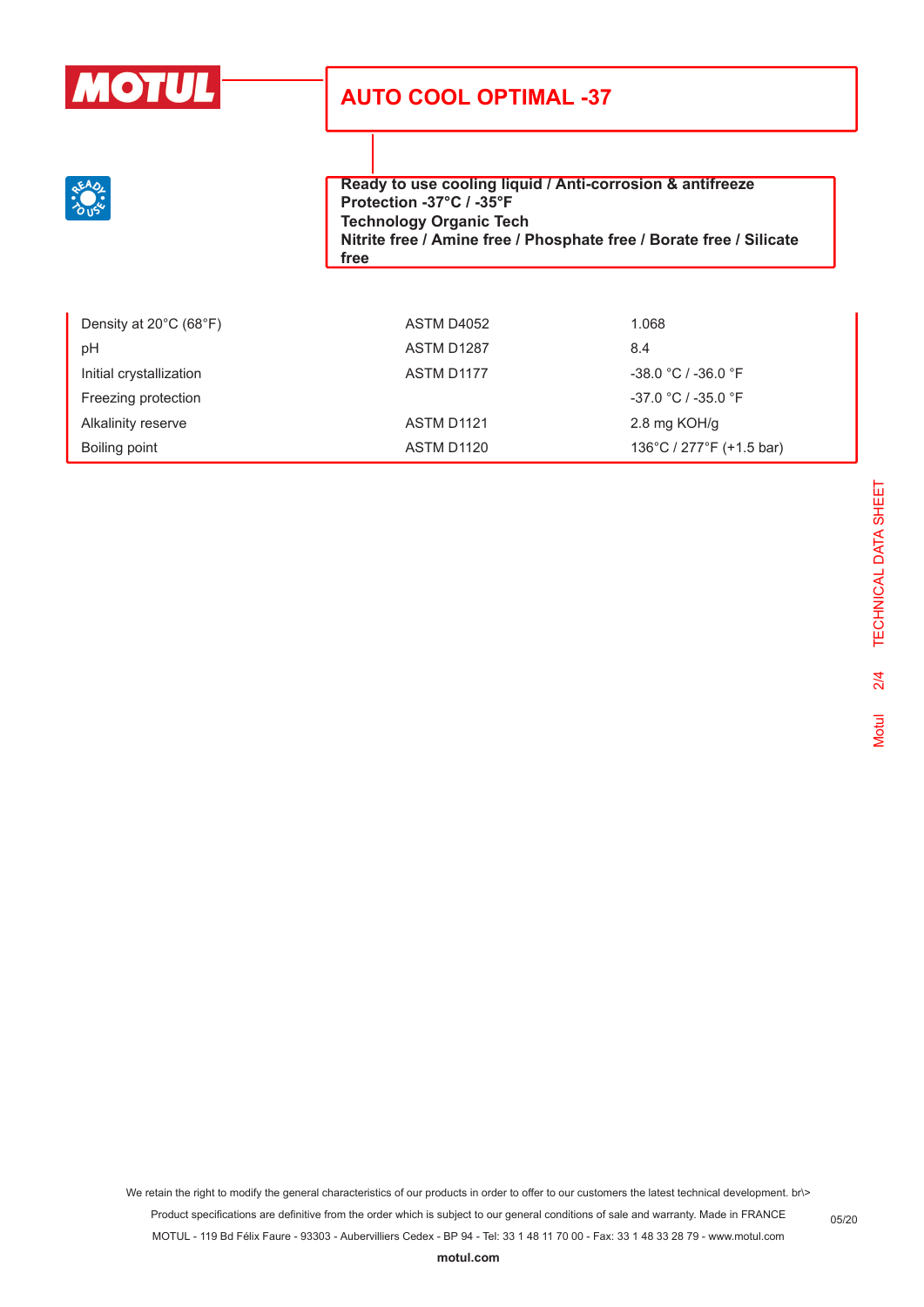# AUTO COOL OPTIMAL -37

**Ready to use cooling liquid / Anti-corrosion & antifreeze**
**Protection -37°C / -35°F**
**Technology Organic Tech**
**Nitrite free / Amine free / Phosphate free / Borate free / Silicate free**

| | | |
|---|---|---|
| Density at 20°C (68°F) | ASTM D4052 | 1.068 |
| pH | ASTM D1287 | 8.4 |
| Initial crystallization | ASTM D1177 | -38.0 °C / -36.0 °F |
| Freezing protection | | -37.0 °C / -35.0 °F |
| Alkalinity reserve | ASTM D1121 | 2.8 mg KOH/g |
| Boiling point | ASTM D1120 | 136°C / 277°F (+1.5 bar) |

We retain the right to modify the general characteristics of our products in order to offer to our customers the latest technical development. br\>
Product specifications are definitive from the order which is subject to our general conditions of sale and warranty. Made in FRANCE
MOTUL - 119 Bd Félix Faure - 93303 - Aubervilliers Cedex - BP 94 - Tel: 33 1 48 11 70 00 - Fax: 33 1 48 33 28 79 - www.motul.com

**motul.com**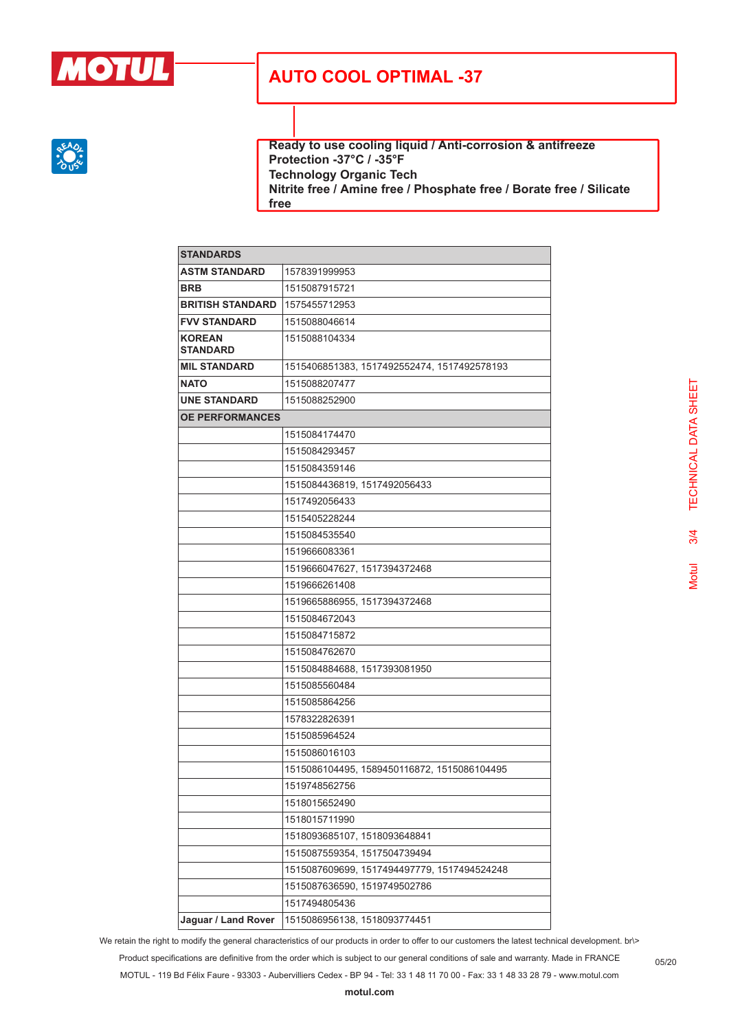# AUTO COOL OPTIMAL -37

**Ready to use cooling liquid / Anti-corrosion & antifreeze**
**Protection -37°C / -35°F**
**Technology Organic Tech**
**Nitrite free / Amine free / Phosphate free / Borate free / Silicate free**

| STANDARDS | |
|---|---|
| **ASTM STANDARD** | 1578391999953 |
| **BRB** | 1515087915721 |
| **BRITISH STANDARD** | 1575455712953 |
| **FVV STANDARD** | 1515088046614 |
| **KOREAN STANDARD** | 1515088104334 |
| **MIL STANDARD** | 1515406851383, 1517492552474, 1517492578193 |
| **NATO** | 1515088207477 |
| **UNE STANDARD** | 1515088252900 |
| **OE PERFORMANCES** | |
| | 1515084174470 |
| | 1515084293457 |
| | 1515084359146 |
| | 1515084436819, 1517492056433 |
| | 1517492056433 |
| | 1515405228244 |
| | 1515084535540 |
| | 1519666083361 |
| | 1519666047627, 1517394372468 |
| | 1519666261408 |
| | 1519665886955, 1517394372468 |
| | 1515084672043 |
| | 1515084715872 |
| | 1515084762670 |
| | 1515084884688, 1517393081950 |
| | 1515085560484 |
| | 1515085864256 |
| | 1578322826391 |
| | 1515085964524 |
| | 1515086016103 |
| | 1515086104495, 1589450116872, 1515086104495 |
| | 1519748562756 |
| | 1518015652490 |
| | 1518015711990 |
| | 1518093685107, 1518093648841 |
| | 1515087559354, 1517504739494 |
| | 1515087609699, 1517494497779, 1517494524248 |
| | 1515087636590, 1519749502786 |
| | 1517494805436 |
| **Jaguar / Land Rover** | 1515086956138, 1518093774451 |

We retain the right to modify the general characteristics of our products in order to offer to our customers the latest technical development. br\>
Product specifications are definitive from the order which is subject to our general conditions of sale and warranty. Made in FRANCE
MOTUL - 119 Bd Félix Faure - 93303 - Aubervilliers Cedex - BP 94 - Tel: 33 1 48 11 70 00 - Fax: 33 1 48 33 28 79 - www.motul.com
**motul.com**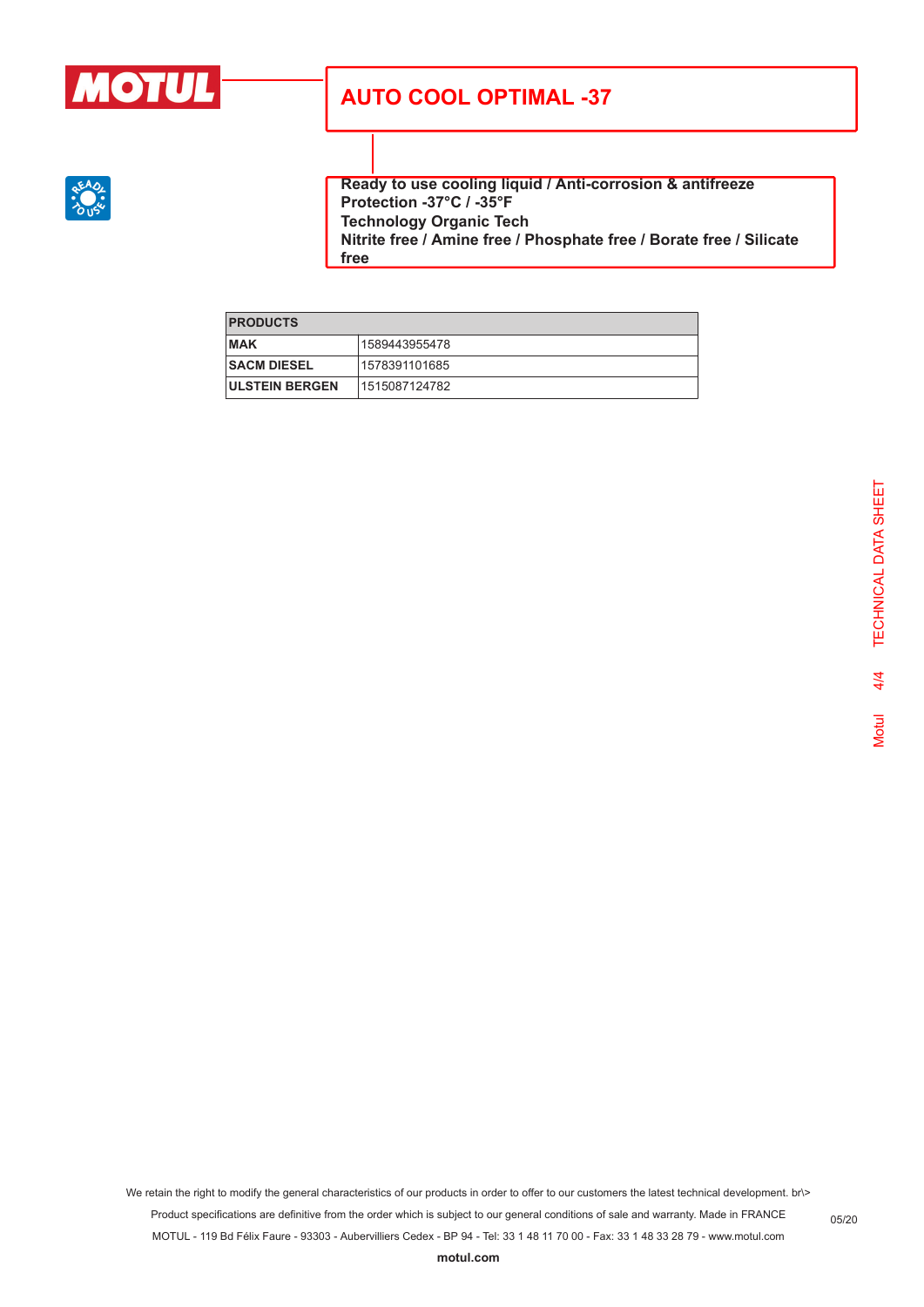# AUTO COOL OPTIMAL -37

**Ready to use cooling liquid / Anti-corrosion & antifreeze**
**Protection -37°C / -35°F**
**Technology Organic Tech**
**Nitrite free / Amine free / Phosphate free / Borate free / Silicate free**

| PRODUCTS | |
|---|---|
| **MAK** | 1589443955478 |
| **SACM DIESEL** | 1578391101685 |
| **ULSTEIN BERGEN** | 1515087124782 |

We retain the right to modify the general characteristics of our products in order to offer to our customers the latest technical development. br\>
Product specifications are definitive from the order which is subject to our general conditions of sale and warranty. Made in FRANCE
MOTUL - 119 Bd Félix Faure - 93303 - Aubervilliers Cedex - BP 94 - Tel: 33 1 48 11 70 00 - Fax: 33 1 48 33 28 79 - www.motul.com

**motul.com**

05/20